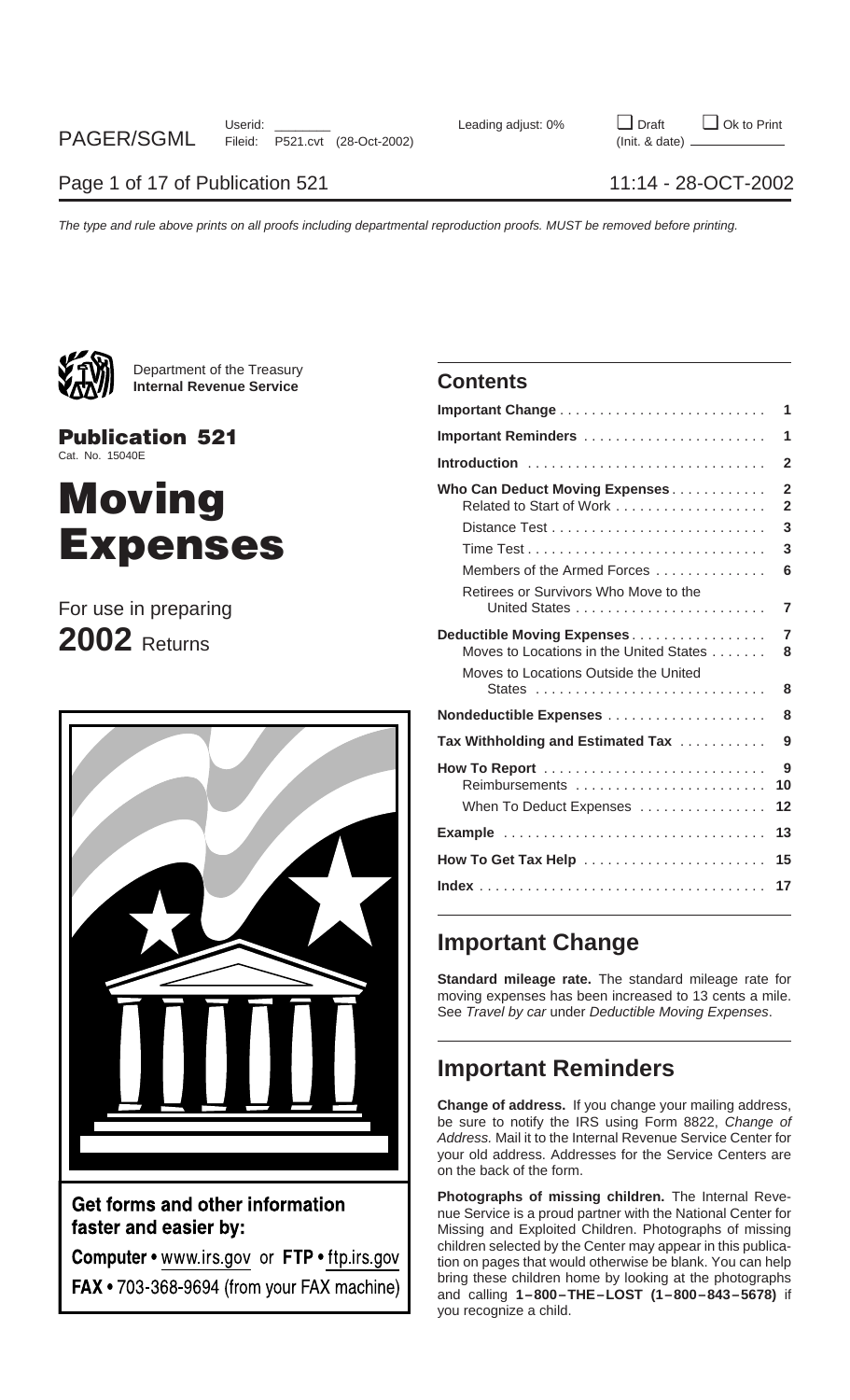Department of the Treasury
**Internal Revenue Service**

# Publication 521

Cat. No. 15040E

# Moving Expenses

For use in preparing

**2002** Returns

**Get forms and other information faster and easier by:**

**Computer** • www.irs.gov or **FTP** • ftp.irs.gov

**FAX** • 703-368-9694 (from your FAX machine)

## Contents

| | |
|---|---|
| **Important Change** | 1 |
| **Important Reminders** | 1 |
| **Introduction** | 2 |
| **Who Can Deduct Moving Expenses** | 2 |
| Related to Start of Work | 2 |
| Distance Test | 3 |
| Time Test | 3 |
| Members of the Armed Forces | 6 |
| Retirees or Survivors Who Move to the United States | 7 |
| **Deductible Moving Expenses** | 7 |
| Moves to Locations in the United States | 8 |
| Moves to Locations Outside the United States | 8 |
| **Nondeductible Expenses** | 8 |
| **Tax Withholding and Estimated Tax** | 9 |
| **How To Report** | 9 |
| Reimbursements | 10 |
| When To Deduct Expenses | 12 |
| **Example** | 13 |
| **How To Get Tax Help** | 15 |
| **Index** | 17 |

## Important Change

**Standard mileage rate.** The standard mileage rate for moving expenses has been increased to 13 cents a mile. See *Travel by car* under *Deductible Moving Expenses*.

## Important Reminders

**Change of address.** If you change your mailing address, be sure to notify the IRS using Form 8822, *Change of Address.* Mail it to the Internal Revenue Service Center for your old address. Addresses for the Service Centers are on the back of the form.

**Photographs of missing children.** The Internal Revenue Service is a proud partner with the National Center for Missing and Exploited Children. Photographs of missing children selected by the Center may appear in this publication on pages that would otherwise be blank. You can help bring these children home by looking at the photographs and calling **1–800–THE–LOST (1–800–843–5678)** if you recognize a child.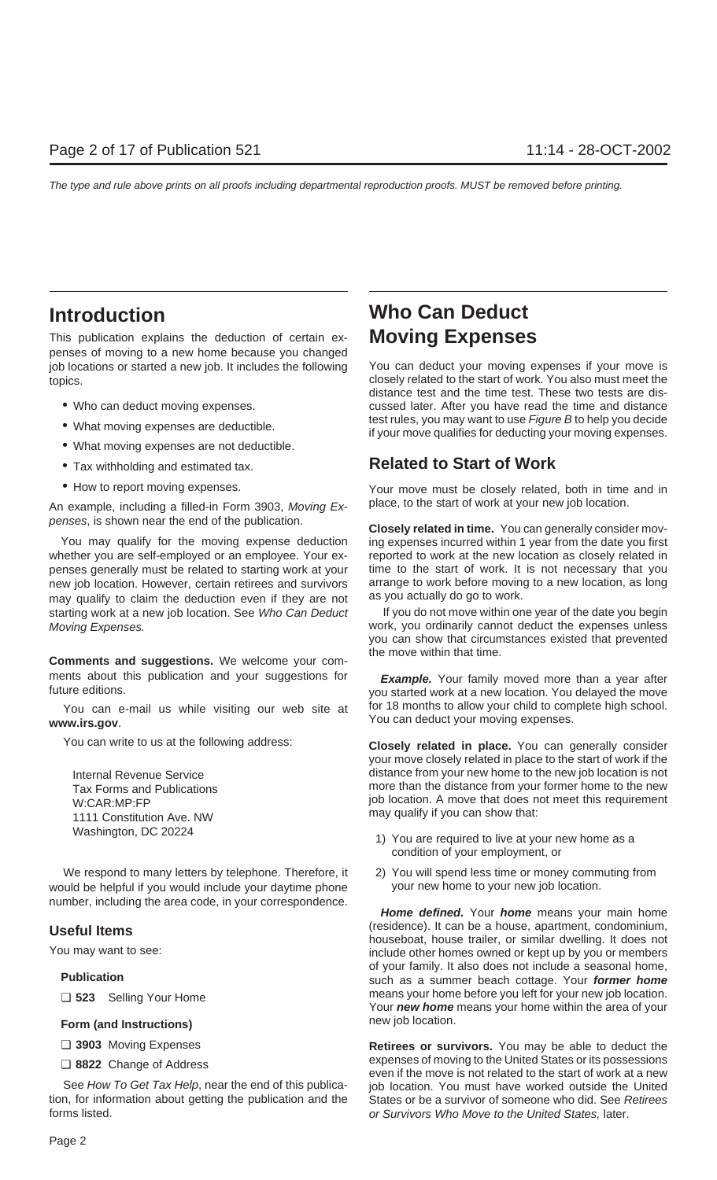# Introduction

This publication explains the deduction of certain expenses of moving to a new home because you changed job locations or started a new job. It includes the following topics.

- Who can deduct moving expenses.
- What moving expenses are deductible.
- What moving expenses are not deductible.
- Tax withholding and estimated tax.
- How to report moving expenses.

An example, including a filled-in Form 3903, *Moving Expenses*, is shown near the end of the publication.

You may qualify for the moving expense deduction whether you are self-employed or an employee. Your expenses generally must be related to starting work at your new job location. However, certain retirees and survivors may qualify to claim the deduction even if they are not starting work at a new job location. See *Who Can Deduct Moving Expenses.*

**Comments and suggestions.** We welcome your comments about this publication and your suggestions for future editions.

You can e-mail us while visiting our web site at **www.irs.gov**.

You can write to us at the following address:

Internal Revenue Service
Tax Forms and Publications
W:CAR:MP:FP
1111 Constitution Ave. NW
Washington, DC 20224

We respond to many letters by telephone. Therefore, it would be helpful if you would include your daytime phone number, including the area code, in your correspondence.

## Useful Items

You may want to see:

**Publication**

- ❑ **523** Selling Your Home

**Form (and Instructions)**

- ❑ **3903** Moving Expenses
- ❑ **8822** Change of Address

See *How To Get Tax Help*, near the end of this publication, for information about getting the publication and the forms listed.

# Who Can Deduct Moving Expenses

You can deduct your moving expenses if your move is closely related to the start of work. You also must meet the distance test and the time test. These two tests are discussed later. After you have read the time and distance test rules, you may want to use *Figure B* to help you decide if your move qualifies for deducting your moving expenses.

## Related to Start of Work

Your move must be closely related, both in time and in place, to the start of work at your new job location.

**Closely related in time.** You can generally consider moving expenses incurred within 1 year from the date you first reported to work at the new location as closely related in time to the start of work. It is not necessary that you arrange to work before moving to a new location, as long as you actually do go to work.

If you do not move within one year of the date you begin work, you ordinarily cannot deduct the expenses unless you can show that circumstances existed that prevented the move within that time.

***Example.*** Your family moved more than a year after you started work at a new location. You delayed the move for 18 months to allow your child to complete high school. You can deduct your moving expenses.

**Closely related in place.** You can generally consider your move closely related in place to the start of work if the distance from your new home to the new job location is not more than the distance from your former home to the new job location. A move that does not meet this requirement may qualify if you can show that:

1) You are required to live at your new home as a condition of your employment, or
2) You will spend less time or money commuting from your new home to your new job location.

***Home defined.*** Your ***home*** means your main home (residence). It can be a house, apartment, condominium, houseboat, house trailer, or similar dwelling. It does not include other homes owned or kept up by you or members of your family. It also does not include a seasonal home, such as a summer beach cottage. Your ***former home*** means your home before you left for your new job location. Your ***new home*** means your home within the area of your new job location.

**Retirees or survivors.** You may be able to deduct the expenses of moving to the United States or its possessions even if the move is not related to the start of work at a new job location. You must have worked outside the United States or be a survivor of someone who did. See *Retirees or Survivors Who Move to the United States,* later.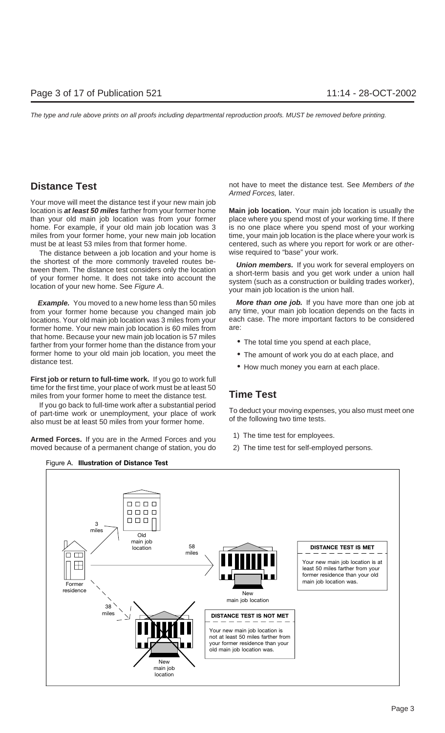## Distance Test

Your move will meet the distance test if your new main job location is ***at least 50 miles*** farther from your former home than your old main job location was from your former home. For example, if your old main job location was 3 miles from your former home, your new main job location must be at least 53 miles from that former home.

The distance between a job location and your home is the shortest of the more commonly traveled routes between them. The distance test considers only the location of your former home. It does not take into account the location of your new home. See *Figure A*.

***Example.*** You moved to a new home less than 50 miles from your former home because you changed main job locations. Your old main job location was 3 miles from your former home. Your new main job location is 60 miles from that home. Because your new main job location is 57 miles farther from your former home than the distance from your former home to your old main job location, you meet the distance test.

**First job or return to full-time work.** If you go to work full time for the first time, your place of work must be at least 50 miles from your former home to meet the distance test.

If you go back to full-time work after a substantial period of part-time work or unemployment, your place of work also must be at least 50 miles from your former home.

**Armed Forces.** If you are in the Armed Forces and you moved because of a permanent change of station, you do not have to meet the distance test. See *Members of the Armed Forces,* later.

**Main job location.** Your main job location is usually the place where you spend most of your working time. If there is no one place where you spend most of your working time, your main job location is the place where your work is centered, such as where you report for work or are otherwise required to "base" your work.

***Union members.*** If you work for several employers on a short-term basis and you get work under a union hall system (such as a construction or building trades worker), your main job location is the union hall.

***More than one job.*** If you have more than one job at any time, your main job location depends on the facts in each case. The more important factors to be considered are:

- The total time you spend at each place,
- The amount of work you do at each place, and
- How much money you earn at each place.

## Time Test

To deduct your moving expenses, you also must meet one of the following two time tests.

1) The time test for employees.
2) The time test for self-employed persons.

Figure A. **Illustration of Distance Test**

3 miles

Old main job location

58 miles

Former residence

New main job location

38 miles

New main job location

**DISTANCE TEST IS MET**

Your new main job location is at least 50 miles farther from your former residence than your old main job location was.

**DISTANCE TEST IS NOT MET**

Your new main job location is not at least 50 miles farther from your former residence than your old main job location was.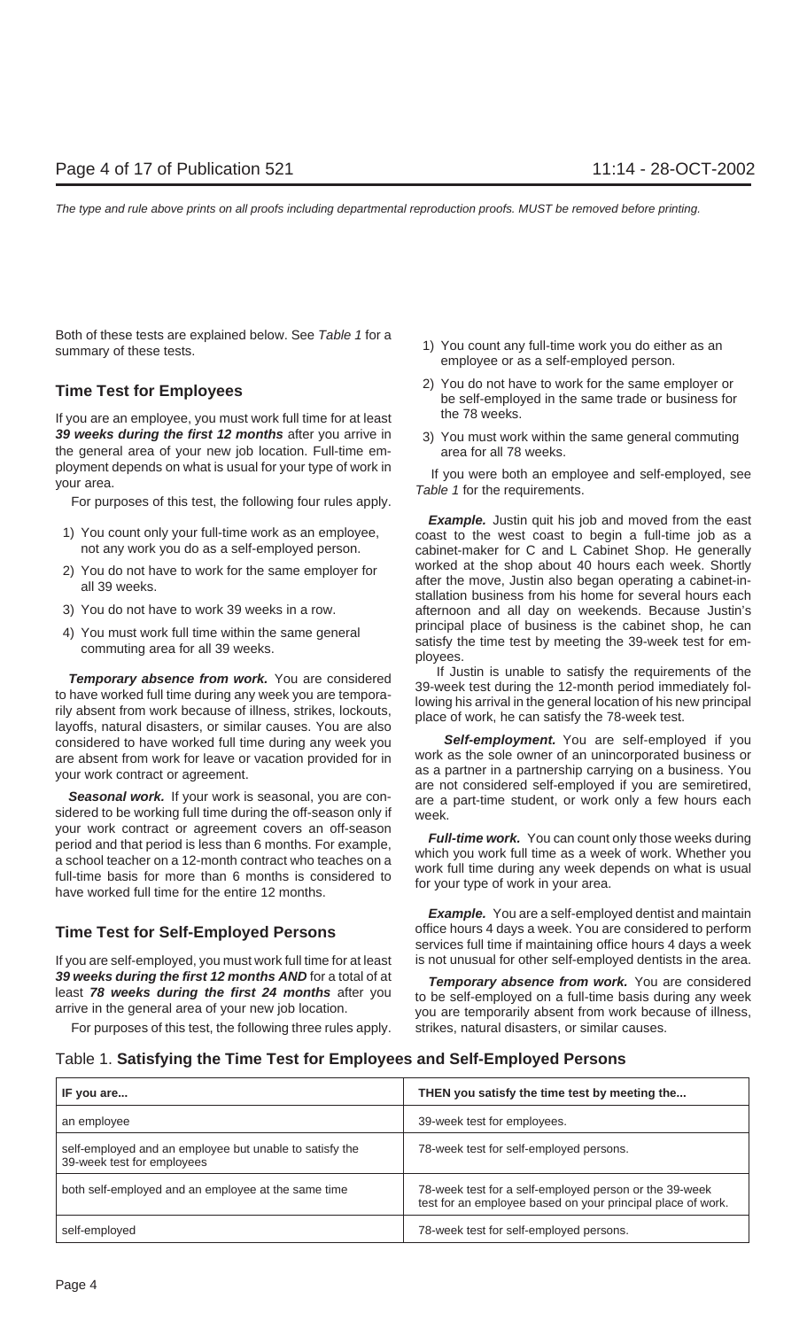Both of these tests are explained below. See *Table 1* for a summary of these tests.

## Time Test for Employees

If you are an employee, you must work full time for at least **39 weeks during the first 12 months** after you arrive in the general area of your new job location. Full-time employment depends on what is usual for your type of work in your area.

For purposes of this test, the following four rules apply.

1) You count only your full-time work as an employee, not any work you do as a self-employed person.
2) You do not have to work for the same employer for all 39 weeks.
3) You do not have to work 39 weeks in a row.
4) You must work full time within the same general commuting area for all 39 weeks.

***Temporary absence from work.*** You are considered to have worked full time during any week you are temporarily absent from work because of illness, strikes, lockouts, layoffs, natural disasters, or similar causes. You are also considered to have worked full time during any week you are absent from work for leave or vacation provided for in your work contract or agreement.

***Seasonal work.*** If your work is seasonal, you are considered to be working full time during the off-season only if your work contract or agreement covers an off-season period and that period is less than 6 months. For example, a school teacher on a 12-month contract who teaches on a full-time basis for more than 6 months is considered to have worked full time for the entire 12 months.

## Time Test for Self-Employed Persons

If you are self-employed, you must work full time for at least **39 weeks during the first 12 months AND** for a total of at least **78 weeks during the first 24 months** after you arrive in the general area of your new job location.

For purposes of this test, the following three rules apply.

1) You count any full-time work you do either as an employee or as a self-employed person.
2) You do not have to work for the same employer or be self-employed in the same trade or business for the 78 weeks.
3) You must work within the same general commuting area for all 78 weeks.

If you were both an employee and self-employed, see *Table 1* for the requirements.

***Example.*** Justin quit his job and moved from the east coast to the west coast to begin a full-time job as a cabinet-maker for C and L Cabinet Shop. He generally worked at the shop about 40 hours each week. Shortly after the move, Justin also began operating a cabinet-installation business from his home for several hours each afternoon and all day on weekends. Because Justin's principal place of business is the cabinet shop, he can satisfy the time test by meeting the 39-week test for employees.

If Justin is unable to satisfy the requirements of the 39-week test during the 12-month period immediately following his arrival in the general location of his new principal place of work, he can satisfy the 78-week test.

***Self-employment.*** You are self-employed if you work as the sole owner of an unincorporated business or as a partner in a partnership carrying on a business. You are not considered self-employed if you are semiretired, are a part-time student, or work only a few hours each week.

***Full-time work.*** You can count only those weeks during which you work full time as a week of work. Whether you work full time during any week depends on what is usual for your type of work in your area.

***Example.*** You are a self-employed dentist and maintain office hours 4 days a week. You are considered to perform services full time if maintaining office hours 4 days a week is not unusual for other self-employed dentists in the area.

***Temporary absence from work.*** You are considered to be self-employed on a full-time basis during any week you are temporarily absent from work because of illness, strikes, natural disasters, or similar causes.

Table 1. **Satisfying the Time Test for Employees and Self-Employed Persons**

| IF you are... | THEN you satisfy the time test by meeting the... |
|---|---|
| an employee | 39-week test for employees. |
| self-employed and an employee but unable to satisfy the 39-week test for employees | 78-week test for self-employed persons. |
| both self-employed and an employee at the same time | 78-week test for a self-employed person or the 39-week test for an employee based on your principal place of work. |
| self-employed | 78-week test for self-employed persons. |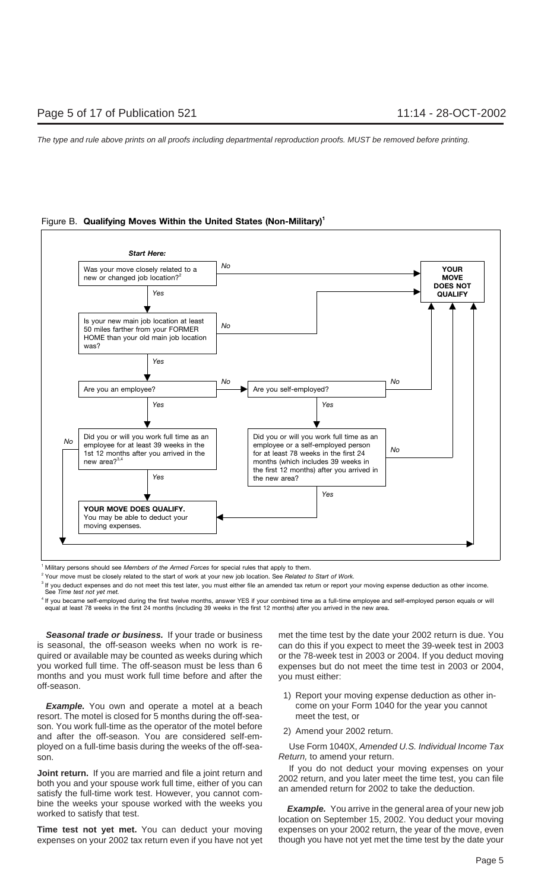Figure B. **Qualifying Moves Within the United States (Non-Military)**[1]

***Start Here:***

Was your move closely related to a new or changed job location?[2]
- No → **YOUR MOVE DOES NOT QUALIFY**
- Yes ↓

Is your new main job location at least 50 miles farther from your FORMER HOME than your old main job location was?
- No → **YOUR MOVE DOES NOT QUALIFY**
- Yes ↓

Are you an employee?
- No → Are you self-employed?
  - No → **YOUR MOVE DOES NOT QUALIFY**
  - Yes → Did you or will you work full time as an employee or a self-employed person for at least 78 weeks in the first 24 months (which includes 39 weeks in the first 12 months) after you arrived in the new area?
    - No → **YOUR MOVE DOES NOT QUALIFY**
    - Yes → **YOUR MOVE DOES QUALIFY.** You may be able to deduct your moving expenses.
- Yes ↓

Did you or will you work full time as an employee for at least 39 weeks in the 1st 12 months after you arrived in the new area?[3,4]
- No → **YOUR MOVE DOES NOT QUALIFY**
- Yes → **YOUR MOVE DOES QUALIFY.** You may be able to deduct your moving expenses.

[1] Military persons should see *Members of the Armed Forces* for special rules that apply to them.

[2] Your move must be closely related to the start of work at your new job location. See *Related to Start of Work.*

[3] If you deduct expenses and do not meet this test later, you must either file an amended tax return or report your moving expense deduction as other income. See *Time test not yet met.*

[4] If you became self-employed during the first twelve months, answer YES if your combined time as a full-time employee and self-employed person equals or will equal at least 78 weeks in the first 24 months (including 39 weeks in the first 12 months) after you arrived in the new area.

***Seasonal trade or business.*** If your trade or business is seasonal, the off-season weeks when no work is required or available may be counted as weeks during which you worked full time. The off-season must be less than 6 months and you must work full time before and after the off-season.

***Example.*** You own and operate a motel at a beach resort. The motel is closed for 5 months during the off-season. You work full-time as the operator of the motel before and after the off-season. You are considered self-employed on a full-time basis during the weeks of the off-season.

**Joint return.** If you are married and file a joint return and both you and your spouse work full time, either of you can satisfy the full-time work test. However, you cannot combine the weeks your spouse worked with the weeks you worked to satisfy that test.

**Time test not yet met.** You can deduct your moving expenses on your 2002 tax return even if you have not yet met the time test by the date your 2002 return is due. You can do this if you expect to meet the 39-week test in 2003 or the 78-week test in 2003 or 2004. If you deduct moving expenses but do not meet the time test in 2003 or 2004, you must either:

1) Report your moving expense deduction as other income on your Form 1040 for the year you cannot meet the test, or

2) Amend your 2002 return.

Use Form 1040X, *Amended U.S. Individual Income Tax Return,* to amend your return.

If you do not deduct your moving expenses on your 2002 return, and you later meet the time test, you can file an amended return for 2002 to take the deduction.

***Example.*** You arrive in the general area of your new job location on September 15, 2002. You deduct your moving expenses on your 2002 return, the year of the move, even though you have not yet met the time test by the date your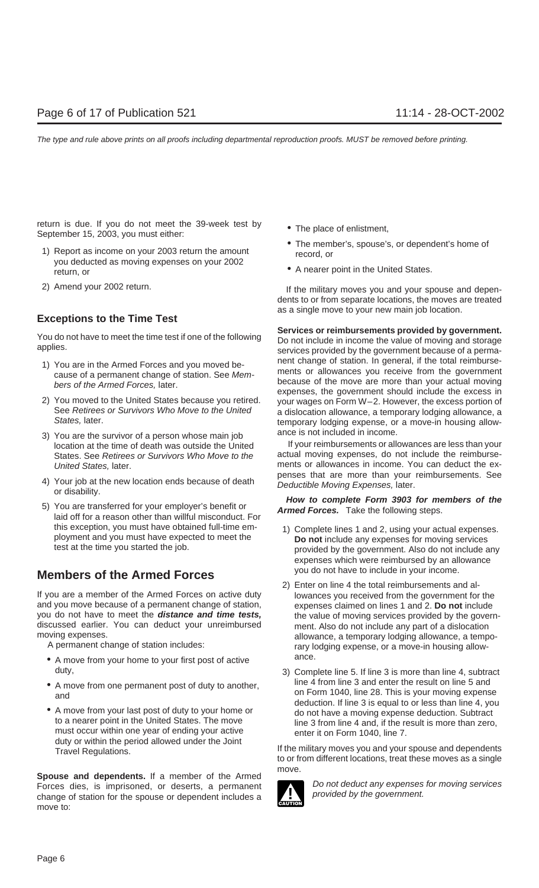return is due. If you do not meet the 39-week test by September 15, 2003, you must either:

1) Report as income on your 2003 return the amount you deducted as moving expenses on your 2002 return, or
2) Amend your 2002 return.

## Exceptions to the Time Test

You do not have to meet the time test if one of the following applies.

1) You are in the Armed Forces and you moved because of a permanent change of station. See *Members of the Armed Forces,* later.
2) You moved to the United States because you retired. See *Retirees or Survivors Who Move to the United States,* later.
3) You are the survivor of a person whose main job location at the time of death was outside the United States. See *Retirees or Survivors Who Move to the United States,* later.
4) Your job at the new location ends because of death or disability.
5) You are transferred for your employer's benefit or laid off for a reason other than willful misconduct. For this exception, you must have obtained full-time employment and you must have expected to meet the test at the time you started the job.

# Members of the Armed Forces

If you are a member of the Armed Forces on active duty and you move because of a permanent change of station, you do not have to meet the ***distance and time tests,*** discussed earlier. You can deduct your unreimbursed moving expenses.

A permanent change of station includes:

- A move from your home to your first post of active duty,
- A move from one permanent post of duty to another, and
- A move from your last post of duty to your home or to a nearer point in the United States. The move must occur within one year of ending your active duty or within the period allowed under the Joint Travel Regulations.

**Spouse and dependents.** If a member of the Armed Forces dies, is imprisoned, or deserts, a permanent change of station for the spouse or dependent includes a move to:

- The place of enlistment,
- The member's, spouse's, or dependent's home of record, or
- A nearer point in the United States.

If the military moves you and your spouse and dependents to or from separate locations, the moves are treated as a single move to your new main job location.

**Services or reimbursements provided by government.** Do not include in income the value of moving and storage services provided by the government because of a permanent change of station. In general, if the total reimbursements or allowances you receive from the government because of the move are more than your actual moving expenses, the government should include the excess in your wages on Form W–2. However, the excess portion of a dislocation allowance, a temporary lodging allowance, a temporary lodging expense, or a move-in housing allowance is not included in income.

If your reimbursements or allowances are less than your actual moving expenses, do not include the reimbursements or allowances in income. You can deduct the expenses that are more than your reimbursements. See *Deductible Moving Expenses,* later.

***How to complete Form 3903 for members of the Armed Forces.*** Take the following steps.

1) Complete lines 1 and 2, using your actual expenses. **Do not** include any expenses for moving services provided by the government. Also do not include any expenses which were reimbursed by an allowance you do not have to include in your income.
2) Enter on line 4 the total reimbursements and allowances you received from the government for the expenses claimed on lines 1 and 2. **Do not** include the value of moving services provided by the government. Also do not include any part of a dislocation allowance, a temporary lodging allowance, a temporary lodging expense, or a move-in housing allowance.
3) Complete line 5. If line 3 is more than line 4, subtract line 4 from line 3 and enter the result on line 5 and on Form 1040, line 28. This is your moving expense deduction. If line 3 is equal to or less than line 4, you do not have a moving expense deduction. Subtract line 3 from line 4 and, if the result is more than zero, enter it on Form 1040, line 7.

If the military moves you and your spouse and dependents to or from different locations, treat these moves as a single move.

CAUTION: *Do not deduct any expenses for moving services provided by the government.*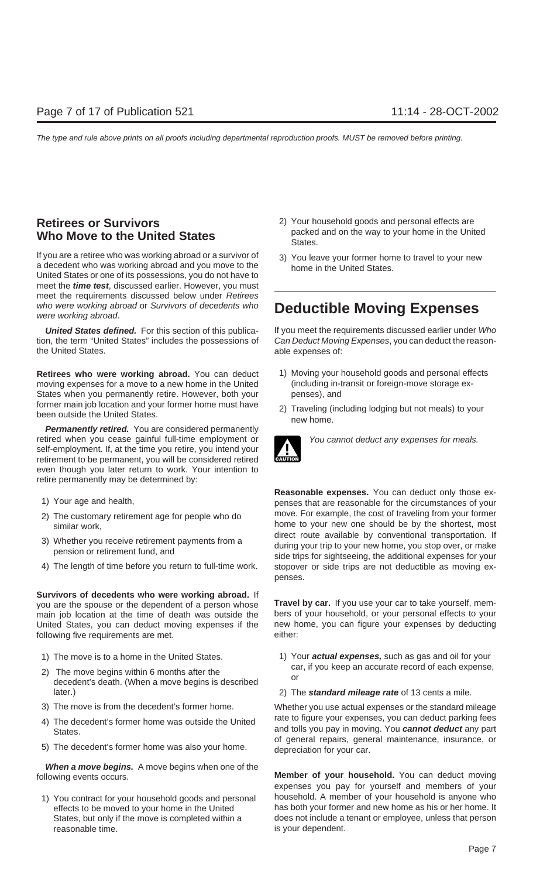## Retirees or Survivors Who Move to the United States

If you are a retiree who was working abroad or a survivor of a decedent who was working abroad and you move to the United States or one of its possessions, you do not have to meet the ***time test***, discussed earlier. However, you must meet the requirements discussed below under *Retirees who were working abroad* or *Survivors of decedents who were working abroad*.

***United States defined.*** For this section of this publication, the term "United States" includes the possessions of the United States.

**Retirees who were working abroad.** You can deduct moving expenses for a move to a new home in the United States when you permanently retire. However, both your former main job location and your former home must have been outside the United States.

***Permanently retired.*** You are considered permanently retired when you cease gainful full-time employment or self-employment. If, at the time you retire, you intend your retirement to be permanent, you will be considered retired even though you later return to work. Your intention to retire permanently may be determined by:

1) Your age and health,
2) The customary retirement age for people who do similar work,
3) Whether you receive retirement payments from a pension or retirement fund, and
4) The length of time before you return to full-time work.

**Survivors of decedents who were working abroad.** If you are the spouse or the dependent of a person whose main job location at the time of death was outside the United States, you can deduct moving expenses if the following five requirements are met.

1) The move is to a home in the United States.
2) The move begins within 6 months after the decedent's death. (When a move begins is described later.)
3) The move is from the decedent's former home.
4) The decedent's former home was outside the United States.
5) The decedent's former home was also your home.

***When a move begins.*** A move begins when one of the following events occurs.

1) You contract for your household goods and personal effects to be moved to your home in the United States, but only if the move is completed within a reasonable time.
2) Your household goods and personal effects are packed and on the way to your home in the United States.
3) You leave your former home to travel to your new home in the United States.

# Deductible Moving Expenses

If you meet the requirements discussed earlier under *Who Can Deduct Moving Expenses*, you can deduct the reasonable expenses of:

1) Moving your household goods and personal effects (including in-transit or foreign-move storage expenses), and
2) Traveling (including lodging but not meals) to your new home.

CAUTION: *You cannot deduct any expenses for meals.*

**Reasonable expenses.** You can deduct only those expenses that are reasonable for the circumstances of your move. For example, the cost of traveling from your former home to your new one should be by the shortest, most direct route available by conventional transportation. If during your trip to your new home, you stop over, or make side trips for sightseeing, the additional expenses for your stopover or side trips are not deductible as moving expenses.

**Travel by car.** If you use your car to take yourself, members of your household, or your personal effects to your new home, you can figure your expenses by deducting either:

1) Your ***actual expenses,*** such as gas and oil for your car, if you keep an accurate record of each expense, or
2) The ***standard mileage rate*** of 13 cents a mile.

Whether you use actual expenses or the standard mileage rate to figure your expenses, you can deduct parking fees and tolls you pay in moving. You ***cannot deduct*** any part of general repairs, general maintenance, insurance, or depreciation for your car.

**Member of your household.** You can deduct moving expenses you pay for yourself and members of your household. A member of your household is anyone who has both your former and new home as his or her home. It does not include a tenant or employee, unless that person is your dependent.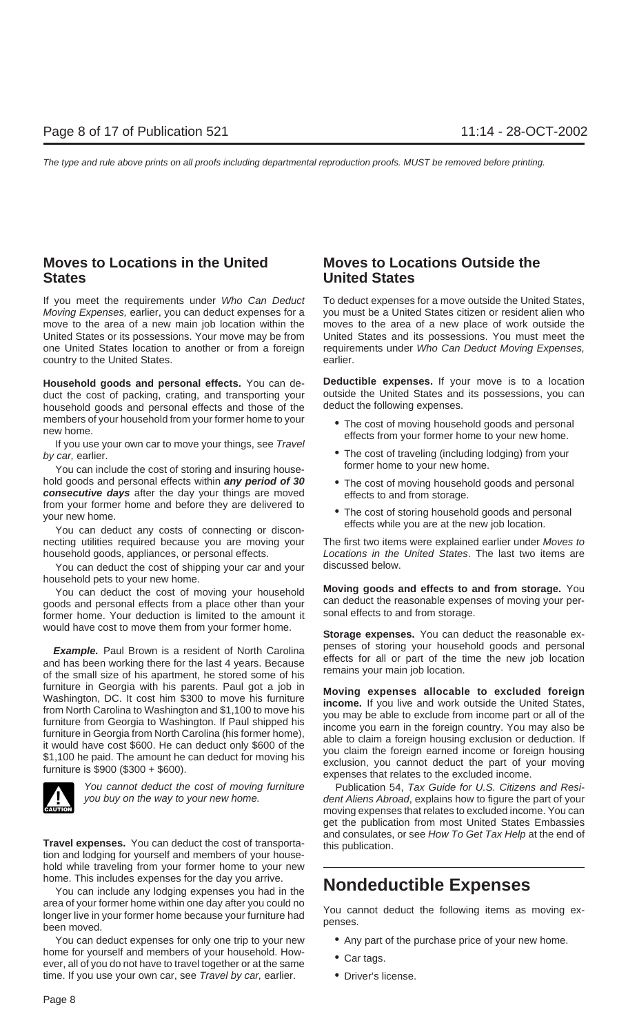## Moves to Locations in the United States

If you meet the requirements under *Who Can Deduct Moving Expenses,* earlier, you can deduct expenses for a move to the area of a new main job location within the United States or its possessions. Your move may be from one United States location to another or from a foreign country to the United States.

**Household goods and personal effects.** You can deduct the cost of packing, crating, and transporting your household goods and personal effects and those of the members of your household from your former home to your new home.

If you use your own car to move your things, see *Travel by car,* earlier.

You can include the cost of storing and insuring household goods and personal effects within ***any period of 30 consecutive days*** after the day your things are moved from your former home and before they are delivered to your new home.

You can deduct any costs of connecting or disconnecting utilities required because you are moving your household goods, appliances, or personal effects.

You can deduct the cost of shipping your car and your household pets to your new home.

You can deduct the cost of moving your household goods and personal effects from a place other than your former home. Your deduction is limited to the amount it would have cost to move them from your former home.

***Example.*** Paul Brown is a resident of North Carolina and has been working there for the last 4 years. Because of the small size of his apartment, he stored some of his furniture in Georgia with his parents. Paul got a job in Washington, DC. It cost him $300 to move his furniture from North Carolina to Washington and $1,100 to move his furniture from Georgia to Washington. If Paul shipped his furniture in Georgia from North Carolina (his former home), it would have cost $600. He can deduct only $600 of the $1,100 he paid. The amount he can deduct for moving his furniture is $900 ($300 + $600).

CAUTION: *You cannot deduct the cost of moving furniture you buy on the way to your new home.*

**Travel expenses.** You can deduct the cost of transportation and lodging for yourself and members of your household while traveling from your former home to your new home. This includes expenses for the day you arrive.

You can include any lodging expenses you had in the area of your former home within one day after you could no longer live in your former home because your furniture had been moved.

You can deduct expenses for only one trip to your new home for yourself and members of your household. However, all of you do not have to travel together or at the same time. If you use your own car, see *Travel by car,* earlier.

## Moves to Locations Outside the United States

To deduct expenses for a move outside the United States, you must be a United States citizen or resident alien who moves to the area of a new place of work outside the United States and its possessions. You must meet the requirements under *Who Can Deduct Moving Expenses,* earlier.

**Deductible expenses.** If your move is to a location outside the United States and its possessions, you can deduct the following expenses.

- The cost of moving household goods and personal effects from your former home to your new home.
- The cost of traveling (including lodging) from your former home to your new home.
- The cost of moving household goods and personal effects to and from storage.
- The cost of storing household goods and personal effects while you are at the new job location.

The first two items were explained earlier under *Moves to Locations in the United States*. The last two items are discussed below.

**Moving goods and effects to and from storage.** You can deduct the reasonable expenses of moving your personal effects to and from storage.

**Storage expenses.** You can deduct the reasonable expenses of storing your household goods and personal effects for all or part of the time the new job location remains your main job location.

**Moving expenses allocable to excluded foreign income.** If you live and work outside the United States, you may be able to exclude from income part or all of the income you earn in the foreign country. You may also be able to claim a foreign housing exclusion or deduction. If you claim the foreign earned income or foreign housing exclusion, you cannot deduct the part of your moving expenses that relates to the excluded income.

Publication 54, *Tax Guide for U.S. Citizens and Resident Aliens Abroad*, explains how to figure the part of your moving expenses that relates to excluded income. You can get the publication from most United States Embassies and consulates, or see *How To Get Tax Help* at the end of this publication.

## Nondeductible Expenses

You cannot deduct the following items as moving expenses.

- Any part of the purchase price of your new home.
- Car tags.
- Driver's license.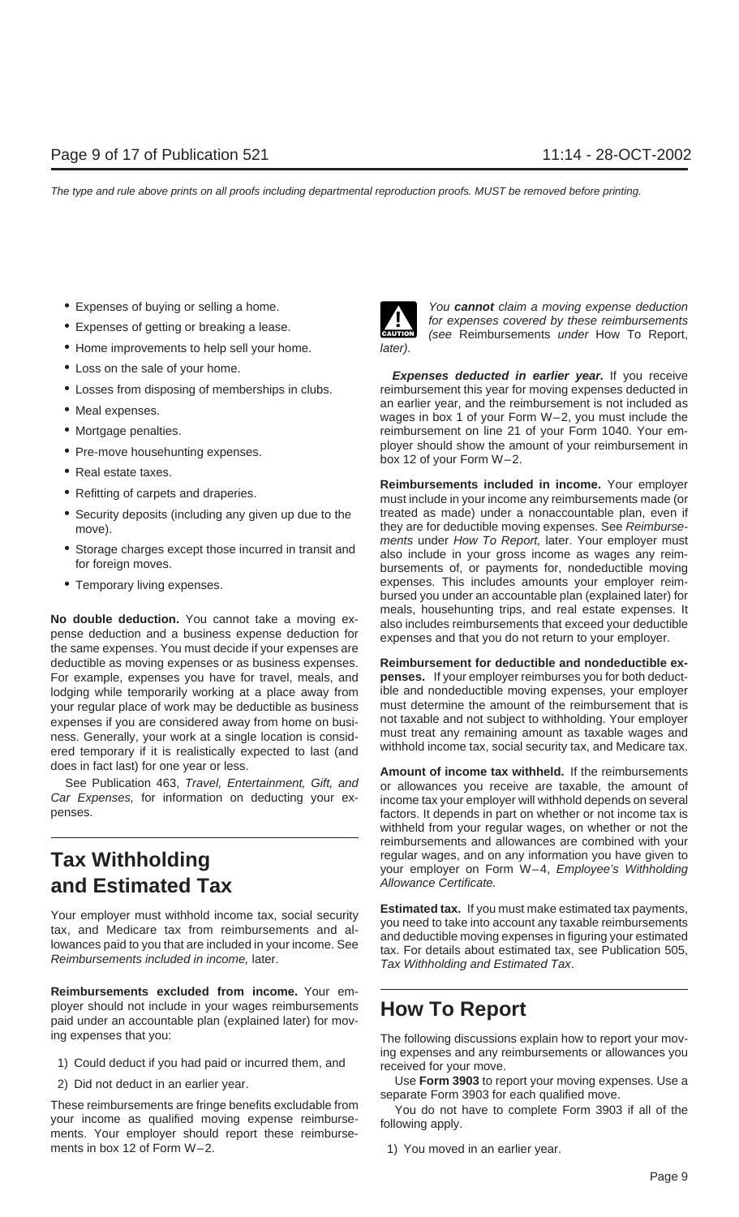- Expenses of buying or selling a home.
- Expenses of getting or breaking a lease.
- Home improvements to help sell your home.
- Loss on the sale of your home.
- Losses from disposing of memberships in clubs.
- Meal expenses.
- Mortgage penalties.
- Pre-move househunting expenses.
- Real estate taxes.
- Refitting of carpets and draperies.
- Security deposits (including any given up due to the move).
- Storage charges except those incurred in transit and for foreign moves.
- Temporary living expenses.

**No double deduction.** You cannot take a moving expense deduction and a business expense deduction for the same expenses. You must decide if your expenses are deductible as moving expenses or as business expenses. For example, expenses you have for travel, meals, and lodging while temporarily working at a place away from your regular place of work may be deductible as business expenses if you are considered away from home on business. Generally, your work at a single location is considered temporary if it is realistically expected to last (and does in fact last) for one year or less.

See Publication 463, *Travel, Entertainment, Gift, and Car Expenses,* for information on deducting your expenses.

# Tax Withholding and Estimated Tax

Your employer must withhold income tax, social security tax, and Medicare tax from reimbursements and allowances paid to you that are included in your income. See *Reimbursements included in income,* later.

**Reimbursements excluded from income.** Your employer should not include in your wages reimbursements paid under an accountable plan (explained later) for moving expenses that you:

1) Could deduct if you had paid or incurred them, and
2) Did not deduct in an earlier year.

These reimbursements are fringe benefits excludable from your income as qualified moving expense reimbursements. Your employer should report these reimbursements in box 12 of Form W–2.

**CAUTION:** *You* ***cannot*** *claim a moving expense deduction for expenses covered by these reimbursements (see* Reimbursements *under* How To Report, *later).*

**Expenses deducted in earlier year.** If you receive reimbursement this year for moving expenses deducted in an earlier year, and the reimbursement is not included as wages in box 1 of your Form W–2, you must include the reimbursement on line 21 of your Form 1040. Your employer should show the amount of your reimbursement in box 12 of your Form W–2.

**Reimbursements included in income.** Your employer must include in your income any reimbursements made (or treated as made) under a nonaccountable plan, even if they are for deductible moving expenses. See *Reimbursements* under *How To Report,* later. Your employer must also include in your gross income as wages any reimbursements of, or payments for, nondeductible moving expenses. This includes amounts your employer reimbursed you under an accountable plan (explained later) for meals, househunting trips, and real estate expenses. It also includes reimbursements that exceed your deductible expenses and that you do not return to your employer.

**Reimbursement for deductible and nondeductible expenses.** If your employer reimburses you for both deductible and nondeductible moving expenses, your employer must determine the amount of the reimbursement that is not taxable and not subject to withholding. Your employer must treat any remaining amount as taxable wages and withhold income tax, social security tax, and Medicare tax.

**Amount of income tax withheld.** If the reimbursements or allowances you receive are taxable, the amount of income tax your employer will withhold depends on several factors. It depends in part on whether or not income tax is withheld from your regular wages, on whether or not the reimbursements and allowances are combined with your regular wages, and on any information you have given to your employer on Form W–4, *Employee's Withholding Allowance Certificate.*

**Estimated tax.** If you must make estimated tax payments, you need to take into account any taxable reimbursements and deductible moving expenses in figuring your estimated tax. For details about estimated tax, see Publication 505, *Tax Withholding and Estimated Tax*.

# How To Report

The following discussions explain how to report your moving expenses and any reimbursements or allowances you received for your move.

Use **Form 3903** to report your moving expenses. Use a separate Form 3903 for each qualified move.

You do not have to complete Form 3903 if all of the following apply.

1) You moved in an earlier year.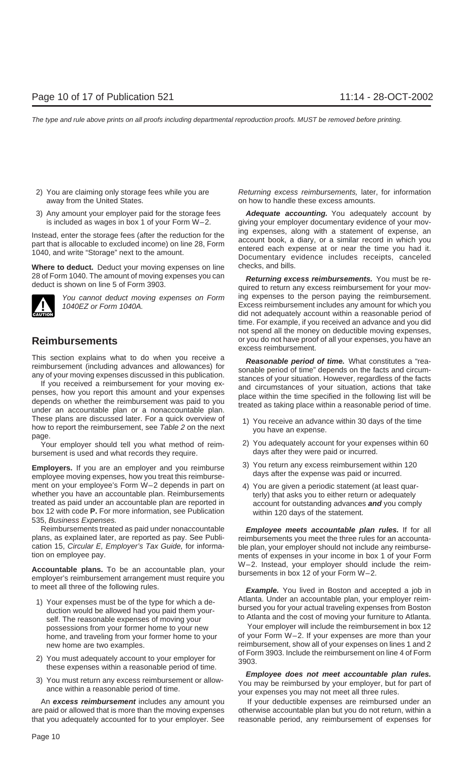2) You are claiming only storage fees while you are away from the United States.

3) Any amount your employer paid for the storage fees is included as wages in box 1 of your Form W–2.

Instead, enter the storage fees (after the reduction for the part that is allocable to excluded income) on line 28, Form 1040, and write "Storage" next to the amount.

**Where to deduct.** Deduct your moving expenses on line 28 of Form 1040. The amount of moving expenses you can deduct is shown on line 5 of Form 3903.

CAUTION: *You cannot deduct moving expenses on Form 1040EZ or Form 1040A.*

## Reimbursements

This section explains what to do when you receive a reimbursement (including advances and allowances) for any of your moving expenses discussed in this publication.

If you received a reimbursement for your moving expenses, how you report this amount and your expenses depends on whether the reimbursement was paid to you under an accountable plan or a nonaccountable plan. These plans are discussed later. For a quick overview of how to report the reimbursement, see *Table 2* on the next page.

Your employer should tell you what method of reimbursement is used and what records they require.

**Employers.** If you are an employer and you reimburse employee moving expenses, how you treat this reimbursement on your employee's Form W–2 depends in part on whether you have an accountable plan. Reimbursements treated as paid under an accountable plan are reported in box 12 with code **P.** For more information, see Publication 535, *Business Expenses.*

Reimbursements treated as paid under nonaccountable plans, as explained later, are reported as pay. See Publication 15, *Circular E, Employer's Tax Guide,* for information on employee pay.

**Accountable plans.** To be an accountable plan, your employer's reimbursement arrangement must require you to meet all three of the following rules.

1) Your expenses must be of the type for which a deduction would be allowed had you paid them yourself. The reasonable expenses of moving your possessions from your former home to your new home, and traveling from your former home to your new home are two examples.

2) You must adequately account to your employer for these expenses within a reasonable period of time.

3) You must return any excess reimbursement or allowance within a reasonable period of time.

An ***excess reimbursement*** includes any amount you are paid or allowed that is more than the moving expenses that you adequately accounted for to your employer. See *Returning excess reimbursements,* later, for information on how to handle these excess amounts.

***Adequate accounting.*** You adequately account by giving your employer documentary evidence of your moving expenses, along with a statement of expense, an account book, a diary, or a similar record in which you entered each expense at or near the time you had it. Documentary evidence includes receipts, canceled checks, and bills.

***Returning excess reimbursements.*** You must be required to return any excess reimbursement for your moving expenses to the person paying the reimbursement. Excess reimbursement includes any amount for which you did not adequately account within a reasonable period of time. For example, if you received an advance and you did not spend all the money on deductible moving expenses, or you do not have proof of all your expenses, you have an excess reimbursement.

***Reasonable period of time.*** What constitutes a "reasonable period of time" depends on the facts and circumstances of your situation. However, regardless of the facts and circumstances of your situation, actions that take place within the time specified in the following list will be treated as taking place within a reasonable period of time.

1) You receive an advance within 30 days of the time you have an expense.

2) You adequately account for your expenses within 60 days after they were paid or incurred.

3) You return any excess reimbursement within 120 days after the expense was paid or incurred.

4) You are given a periodic statement (at least quarterly) that asks you to either return or adequately account for outstanding advances ***and*** you comply within 120 days of the statement.

***Employee meets accountable plan rules.*** If for all reimbursements you meet the three rules for an accountable plan, your employer should not include any reimbursements of expenses in your income in box 1 of your Form W–2. Instead, your employer should include the reimbursements in box 12 of your Form W–2.

***Example.*** You lived in Boston and accepted a job in Atlanta. Under an accountable plan, your employer reimbursed you for your actual traveling expenses from Boston to Atlanta and the cost of moving your furniture to Atlanta.

Your employer will include the reimbursement in box 12 of your Form W–2. If your expenses are more than your reimbursement, show all of your expenses on lines 1 and 2 of Form 3903. Include the reimbursement on line 4 of Form 3903.

***Employee does not meet accountable plan rules.*** You may be reimbursed by your employer, but for part of your expenses you may not meet all three rules.

If your deductible expenses are reimbursed under an otherwise accountable plan but you do not return, within a reasonable period, any reimbursement of expenses for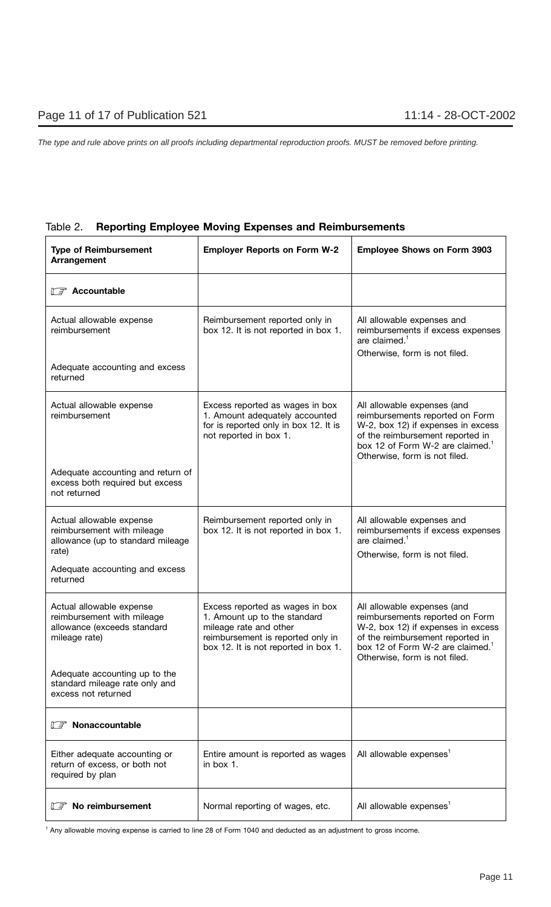Table 2. **Reporting Employee Moving Expenses and Reimbursements**

| Type of Reimbursement Arrangement | Employer Reports on Form W-2 | Employee Shows on Form 3903 |
| --- | --- | --- |
| **Accountable** | | |
| Actual allowable expense reimbursement<br><br>Adequate accounting and excess returned | Reimbursement reported only in box 12. It is not reported in box 1. | All allowable expenses and reimbursements if excess expenses are claimed.[1]<br>Otherwise, form is not filed. |
| Actual allowable expense reimbursement<br><br>Adequate accounting and return of excess both required but excess not returned | Excess reported as wages in box 1. Amount adequately accounted for is reported only in box 12. It is not reported in box 1. | All allowable expenses (and reimbursements reported on Form W-2, box 12) if expenses in excess of the reimbursement reported in box 12 of Form W-2 are claimed.[1] Otherwise, form is not filed. |
| Actual allowable expense reimbursement with mileage allowance (up to standard mileage rate)<br><br>Adequate accounting and excess returned | Reimbursement reported only in box 12. It is not reported in box 1. | All allowable expenses and reimbursements if excess expenses are claimed.[1]<br>Otherwise, form is not filed. |
| Actual allowable expense reimbursement with mileage allowance (exceeds standard mileage rate)<br><br>Adequate accounting up to the standard mileage rate only and excess not returned | Excess reported as wages in box 1. Amount up to the standard mileage rate and other reimbursement is reported only in box 12. It is not reported in box 1. | All allowable expenses (and reimbursements reported on Form W-2, box 12) if expenses in excess of the reimbursement reported in box 12 of Form W-2 are claimed.[1] Otherwise, form is not filed. |
| **Nonaccountable** | | |
| Either adequate accounting or return of excess, or both not required by plan | Entire amount is reported as wages in box 1. | All allowable expenses[1] |
| **No reimbursement** | Normal reporting of wages, etc. | All allowable expenses[1] |

[1] Any allowable moving expense is carried to line 28 of Form 1040 and deducted as an adjustment to gross income.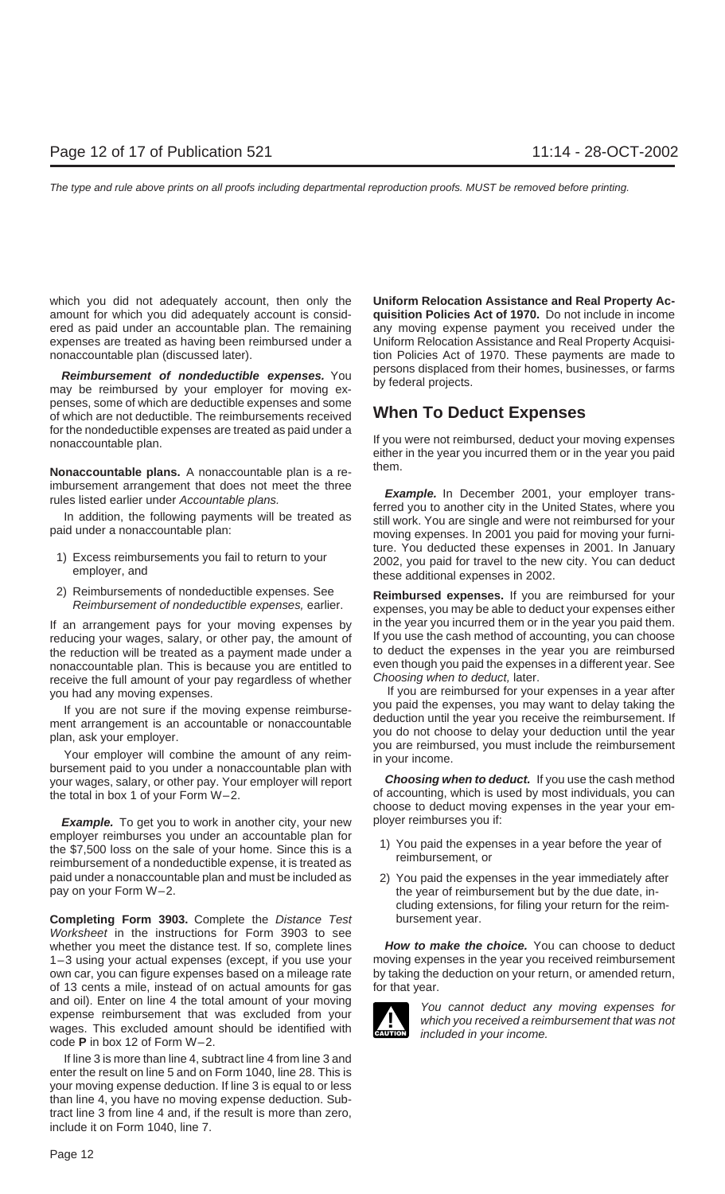which you did not adequately account, then only the amount for which you did adequately account is considered as paid under an accountable plan. The remaining expenses are treated as having been reimbursed under a nonaccountable plan (discussed later).

***Reimbursement of nondeductible expenses.*** You may be reimbursed by your employer for moving expenses, some of which are deductible expenses and some of which are not deductible. The reimbursements received for the nondeductible expenses are treated as paid under a nonaccountable plan.

**Nonaccountable plans.** A nonaccountable plan is a reimbursement arrangement that does not meet the three rules listed earlier under *Accountable plans.*

In addition, the following payments will be treated as paid under a nonaccountable plan:

1) Excess reimbursements you fail to return to your employer, and
2) Reimbursements of nondeductible expenses. See *Reimbursement of nondeductible expenses,* earlier.

If an arrangement pays for your moving expenses by reducing your wages, salary, or other pay, the amount of the reduction will be treated as a payment made under a nonaccountable plan. This is because you are entitled to receive the full amount of your pay regardless of whether you had any moving expenses.

If you are not sure if the moving expense reimbursement arrangement is an accountable or nonaccountable plan, ask your employer.

Your employer will combine the amount of any reimbursement paid to you under a nonaccountable plan with your wages, salary, or other pay. Your employer will report the total in box 1 of your Form W–2.

***Example.*** To get you to work in another city, your new employer reimburses you under an accountable plan for the $7,500 loss on the sale of your home. Since this is a reimbursement of a nondeductible expense, it is treated as paid under a nonaccountable plan and must be included as pay on your Form W–2.

**Completing Form 3903.** Complete the *Distance Test Worksheet* in the instructions for Form 3903 to see whether you meet the distance test. If so, complete lines 1–3 using your actual expenses (except, if you use your own car, you can figure expenses based on a mileage rate of 13 cents a mile, instead of on actual amounts for gas and oil). Enter on line 4 the total amount of your moving expense reimbursement that was excluded from your wages. This excluded amount should be identified with code **P** in box 12 of Form W–2.

If line 3 is more than line 4, subtract line 4 from line 3 and enter the result on line 5 and on Form 1040, line 28. This is your moving expense deduction. If line 3 is equal to or less than line 4, you have no moving expense deduction. Subtract line 3 from line 4 and, if the result is more than zero, include it on Form 1040, line 7.

**Uniform Relocation Assistance and Real Property Acquisition Policies Act of 1970.** Do not include in income any moving expense payment you received under the Uniform Relocation Assistance and Real Property Acquisition Policies Act of 1970. These payments are made to persons displaced from their homes, businesses, or farms by federal projects.

## When To Deduct Expenses

If you were not reimbursed, deduct your moving expenses either in the year you incurred them or in the year you paid them.

***Example.*** In December 2001, your employer transferred you to another city in the United States, where you still work. You are single and were not reimbursed for your moving expenses. In 2001 you paid for moving your furniture. You deducted these expenses in 2001. In January 2002, you paid for travel to the new city. You can deduct these additional expenses in 2002.

**Reimbursed expenses.** If you are reimbursed for your expenses, you may be able to deduct your expenses either in the year you incurred them or in the year you paid them. If you use the cash method of accounting, you can choose to deduct the expenses in the year you are reimbursed even though you paid the expenses in a different year. See *Choosing when to deduct,* later.

If you are reimbursed for your expenses in a year after you paid the expenses, you may want to delay taking the deduction until the year you receive the reimbursement. If you do not choose to delay your deduction until the year you are reimbursed, you must include the reimbursement in your income.

***Choosing when to deduct.*** If you use the cash method of accounting, which is used by most individuals, you can choose to deduct moving expenses in the year your employer reimburses you if:

1) You paid the expenses in a year before the year of reimbursement, or
2) You paid the expenses in the year immediately after the year of reimbursement but by the due date, including extensions, for filing your return for the reimbursement year.

***How to make the choice.*** You can choose to deduct moving expenses in the year you received reimbursement by taking the deduction on your return, or amended return, for that year.

CAUTION: *You cannot deduct any moving expenses for which you received a reimbursement that was not included in your income.*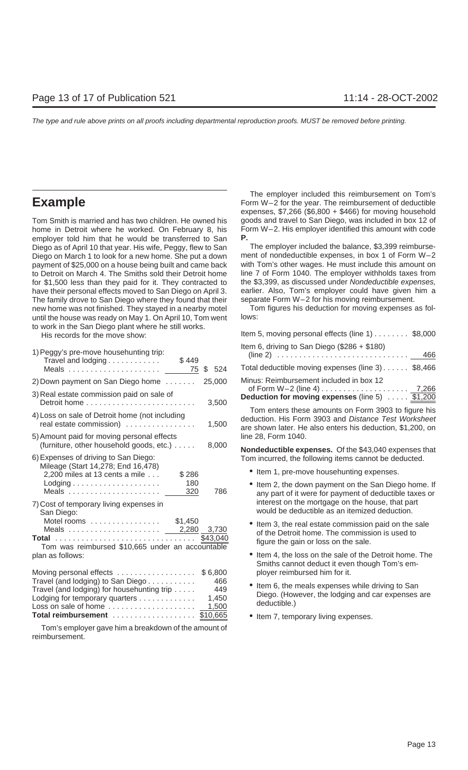## Example

Tom Smith is married and has two children. He owned his home in Detroit where he worked. On February 8, his employer told him that he would be transferred to San Diego as of April 10 that year. His wife, Peggy, flew to San Diego on March 1 to look for a new home. She put a down payment of $25,000 on a house being built and came back to Detroit on March 4. The Smiths sold their Detroit home for $1,500 less than they paid for it. They contracted to have their personal effects moved to San Diego on April 3. The family drove to San Diego where they found that their new home was not finished. They stayed in a nearby motel until the house was ready on May 1. On April 10, Tom went to work in the San Diego plant where he still works.

His records for the move show:

| | | |
|---|---|---|
| 1) Peggy's pre-move househunting trip: | | |
| Travel and lodging | $449 | |
| Meals | 75 | $ 524 |
| 2) Down payment on San Diego home | | 25,000 |
| 3) Real estate commission paid on sale of Detroit home | | 3,500 |
| 4) Loss on sale of Detroit home (not including real estate commission) | | 1,500 |
| 5) Amount paid for moving personal effects (furniture, other household goods, etc.) | | 8,000 |
| 6) Expenses of driving to San Diego: | | |
| Mileage (Start 14,278; End 16,478) 2,200 miles at 13 cents a mile | $286 | |
| Lodging | 180 | |
| Meals | 320 | 786 |
| 7) Cost of temporary living expenses in San Diego: | | |
| Motel rooms | $1,450 | |
| Meals | 2,280 | 3,730 |
| **Total** | | $43,040 |

Tom was reimbursed $10,665 under an accountable plan as follows:

| | |
|---|---|
| Moving personal effects | $ 6,800 |
| Travel (and lodging) to San Diego | 466 |
| Travel (and lodging) for househunting trip | 449 |
| Lodging for temporary quarters | 1,450 |
| Loss on sale of home | 1,500 |
| **Total reimbursement** | $10,665 |

Tom's employer gave him a breakdown of the amount of reimbursement.

The employer included this reimbursement on Tom's Form W–2 for the year. The reimbursement of deductible expenses, $7,266 ($6,800 + $466) for moving household goods and travel to San Diego, was included in box 12 of Form W–2. His employer identified this amount with code **P.**

The employer included the balance, $3,399 reimbursement of nondeductible expenses, in box 1 of Form W–2 with Tom's other wages. He must include this amount on line 7 of Form 1040. The employer withholds taxes from the $3,399, as discussed under *Nondeductible expenses,* earlier. Also, Tom's employer could have given him a separate Form W–2 for his moving reimbursement.

Tom figures his deduction for moving expenses as follows:

| | |
|---|---|
| Item 5, moving personal effects (line 1) | $8,000 |
| Item 6, driving to San Diego ($286 + $180) (line 2) | 466 |
| Total deductible moving expenses (line 3) | $8,466 |
| Minus: Reimbursement included in box 12 of Form W–2 (line 4) | 7,266 |
| **Deduction for moving expenses** (line 5) | $1,200 |

Tom enters these amounts on Form 3903 to figure his deduction. His Form 3903 and *Distance Test Worksheet* are shown later. He also enters his deduction, $1,200, on line 28, Form 1040.

**Nondeductible expenses.** Of the $43,040 expenses that Tom incurred, the following items cannot be deducted.

- Item 1, pre-move househunting expenses.
- Item 2, the down payment on the San Diego home. If any part of it were for payment of deductible taxes or interest on the mortgage on the house, that part would be deductible as an itemized deduction.
- Item 3, the real estate commission paid on the sale of the Detroit home. The commission is used to figure the gain or loss on the sale.
- Item 4, the loss on the sale of the Detroit home. The Smiths cannot deduct it even though Tom's employer reimbursed him for it.
- Item 6, the meals expenses while driving to San Diego. (However, the lodging and car expenses are deductible.)
- Item 7, temporary living expenses.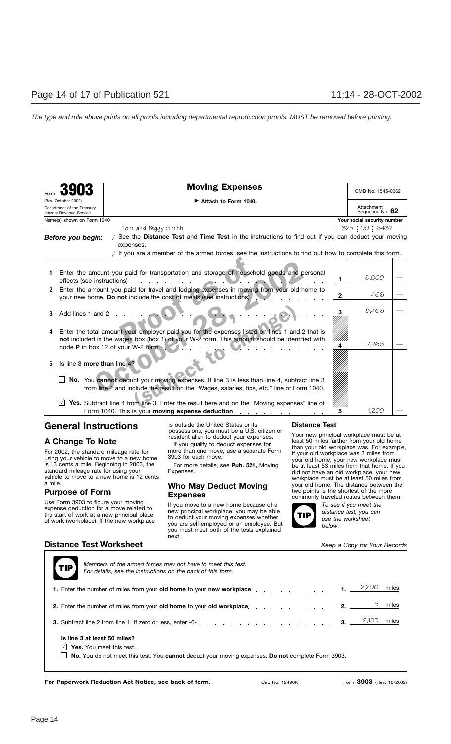Form **3903** (Rev. October 2002)
Department of the Treasury
Internal Revenue Service

# Moving Expenses

▶ Attach to Form 1040.

OMB No. 1545-0062

Attachment Sequence No. **62**

| Name(s) shown on Form 1040 | Your social security number |
|---|---|
| Tom and Peggy Smith | 325 : 00 : 6437 |

***Before you begin:*** √ See the **Distance Test** and **Time Test** in the instructions to find out if you can deduct your moving expenses.

√ If you are a member of the armed forces, see the instructions to find out how to complete this form.

| | | | |
|---|---|---|---|
| **1** | Enter the amount you paid for transportation and storage of household goods and personal effects (see instructions) | **1** | 8,000 — |
| **2** | Enter the amount you paid for travel and lodging expenses in moving from your old home to your new home. **Do not** include the cost of meals (see instructions) | **2** | 466 — |
| **3** | Add lines 1 and 2 | **3** | 8,466 — |
| **4** | Enter the total amount your employer paid you for the expenses listed on lines 1 and 2 that is **not** included in the wages box (box 1) of your W-2 form. This amount should be identified with code **P** in box 12 of your W-2 form | **4** | 7,266 — |
| **5** | Is line 3 **more than** line 4? | | |
| | ☐ **No.** You **cannot** deduct your moving expenses. If line 3 is less than line 4, subtract line 3 from line 4 and include the result on the "Wages, salaries, tips, etc." line of Form 1040. | | |
| | ☑ **Yes.** Subtract line 4 from line 3. Enter the result here and on the "Moving expenses" line of Form 1040. This is your **moving expense deduction** | **5** | 1,200 — |

## General Instructions

### A Change To Note

For 2002, the standard mileage rate for using your vehicle to move to a new home is 13 cents a mile. Beginning in 2003, the standard mileage rate for using your vehicle to move to a new home is 12 cents a mile.

### Purpose of Form

Use Form 3903 to figure your moving expense deduction for a move related to the start of work at a new principal place of work (workplace). If the new workplace is outside the United States or its possessions, you must be a U.S. citizen or resident alien to deduct your expenses.

If you qualify to deduct expenses for more than one move, use a separate Form 3903 for each move.

For more details, see **Pub. 521,** Moving Expenses.

### Who May Deduct Moving Expenses

If you move to a new home because of a new principal workplace, you may be able to deduct your moving expenses whether you are self-employed or an employee. But you must meet both of the tests explained next.

### Distance Test

Your new principal workplace must be at least 50 miles farther from your old home than your old workplace was. For example, if your old workplace was 3 miles from your old home, your new workplace must be at least 53 miles from that home. If you did not have an old workplace, your new workplace must be at least 50 miles from your old home. The distance between the two points is the shortest of the more commonly traveled routes between them.

**TIP** *To see if you meet the distance test, you can use the worksheet below.*

## Distance Test Worksheet

*Keep a Copy for Your Records*

**TIP** *Members of the armed forces may not have to meet this test. For details, see the instructions on the back of this form.*

| | | |
|---|---|---|
| **1.** Enter the number of miles from your **old home** to your **new workplace** | **1.** | 2,200 miles |
| **2.** Enter the number of miles from your **old home** to your **old workplace** | **2.** | 5 miles |
| **3.** Subtract line 2 from line 1. If zero or less, enter -0- | **3.** | 2,195 miles |

**Is line 3 at least 50 miles?**

☑ **Yes.** You meet this test.

☐ **No.** You do not meet this test. You **cannot** deduct your moving expenses. **Do not** complete Form 3903.

**For Paperwork Reduction Act Notice, see back of form.** Cat. No. 12490K Form **3903** (Rev. 10-2002)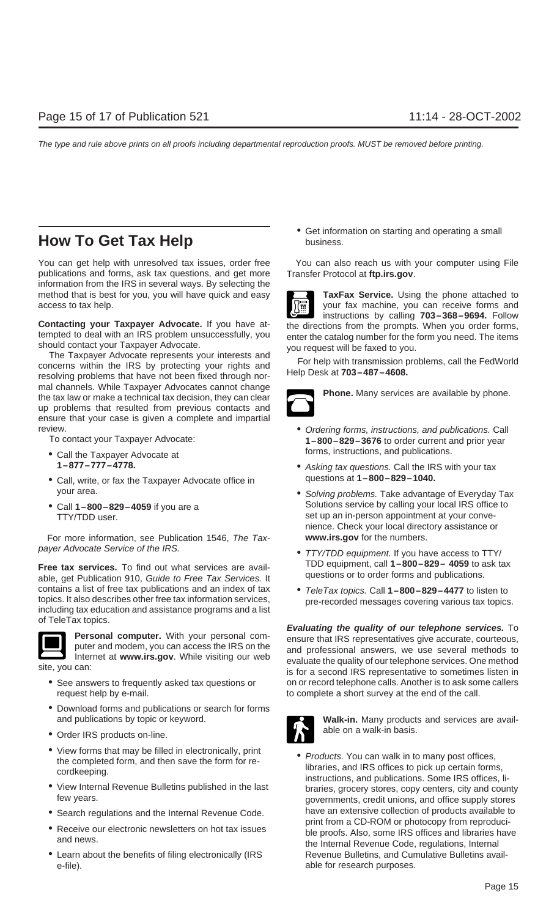## How To Get Tax Help

You can get help with unresolved tax issues, order free publications and forms, ask tax questions, and get more information from the IRS in several ways. By selecting the method that is best for you, you will have quick and easy access to tax help.

**Contacting your Taxpayer Advocate.** If you have attempted to deal with an IRS problem unsuccessfully, you should contact your Taxpayer Advocate.

The Taxpayer Advocate represents your interests and concerns within the IRS by protecting your rights and resolving problems that have not been fixed through normal channels. While Taxpayer Advocates cannot change the tax law or make a technical tax decision, they can clear up problems that resulted from previous contacts and ensure that your case is given a complete and impartial review.

To contact your Taxpayer Advocate:

- Call the Taxpayer Advocate at **1–877–777–4778.**
- Call, write, or fax the Taxpayer Advocate office in your area.
- Call **1–800–829–4059** if you are a TTY/TDD user.

For more information, see Publication 1546, *The Taxpayer Advocate Service of the IRS.*

**Free tax services.** To find out what services are available, get Publication 910, *Guide to Free Tax Services.* It contains a list of free tax publications and an index of tax topics. It also describes other free tax information services, including tax education and assistance programs and a list of TeleTax topics.

**Personal computer.** With your personal computer and modem, you can access the IRS on the Internet at **www.irs.gov**. While visiting our web site, you can:

- See answers to frequently asked tax questions or request help by e-mail.
- Download forms and publications or search for forms and publications by topic or keyword.
- Order IRS products on-line.
- View forms that may be filled in electronically, print the completed form, and then save the form for recordkeeping.
- View Internal Revenue Bulletins published in the last few years.
- Search regulations and the Internal Revenue Code.
- Receive our electronic newsletters on hot tax issues and news.
- Learn about the benefits of filing electronically (IRS e-file).
- Get information on starting and operating a small business.

You can also reach us with your computer using File Transfer Protocol at **ftp.irs.gov**.

**TaxFax Service.** Using the phone attached to your fax machine, you can receive forms and instructions by calling **703–368–9694.** Follow the directions from the prompts. When you order forms, enter the catalog number for the form you need. The items you request will be faxed to you.

For help with transmission problems, call the FedWorld Help Desk at **703–487–4608.**

**Phone.** Many services are available by phone.

- *Ordering forms, instructions, and publications.* Call **1–800–829–3676** to order current and prior year forms, instructions, and publications.
- *Asking tax questions.* Call the IRS with your tax questions at **1–800–829–1040.**
- *Solving problems.* Take advantage of Everyday Tax Solutions service by calling your local IRS office to set up an in-person appointment at your convenience. Check your local directory assistance or **www.irs.gov** for the numbers.
- *TTY/TDD equipment.* If you have access to TTY/TDD equipment, call **1–800–829–4059** to ask tax questions or to order forms and publications.
- *TeleTax topics.* Call **1–800–829–4477** to listen to pre-recorded messages covering various tax topics.

***Evaluating the quality of our telephone services.*** To ensure that IRS representatives give accurate, courteous, and professional answers, we use several methods to evaluate the quality of our telephone services. One method is for a second IRS representative to sometimes listen in on or record telephone calls. Another is to ask some callers to complete a short survey at the end of the call.

**Walk-in.** Many products and services are available on a walk-in basis.

- *Products.* You can walk in to many post offices, libraries, and IRS offices to pick up certain forms, instructions, and publications. Some IRS offices, libraries, grocery stores, copy centers, city and county governments, credit unions, and office supply stores have an extensive collection of products available to print from a CD-ROM or photocopy from reproducible proofs. Also, some IRS offices and libraries have the Internal Revenue Code, regulations, Internal Revenue Bulletins, and Cumulative Bulletins available for research purposes.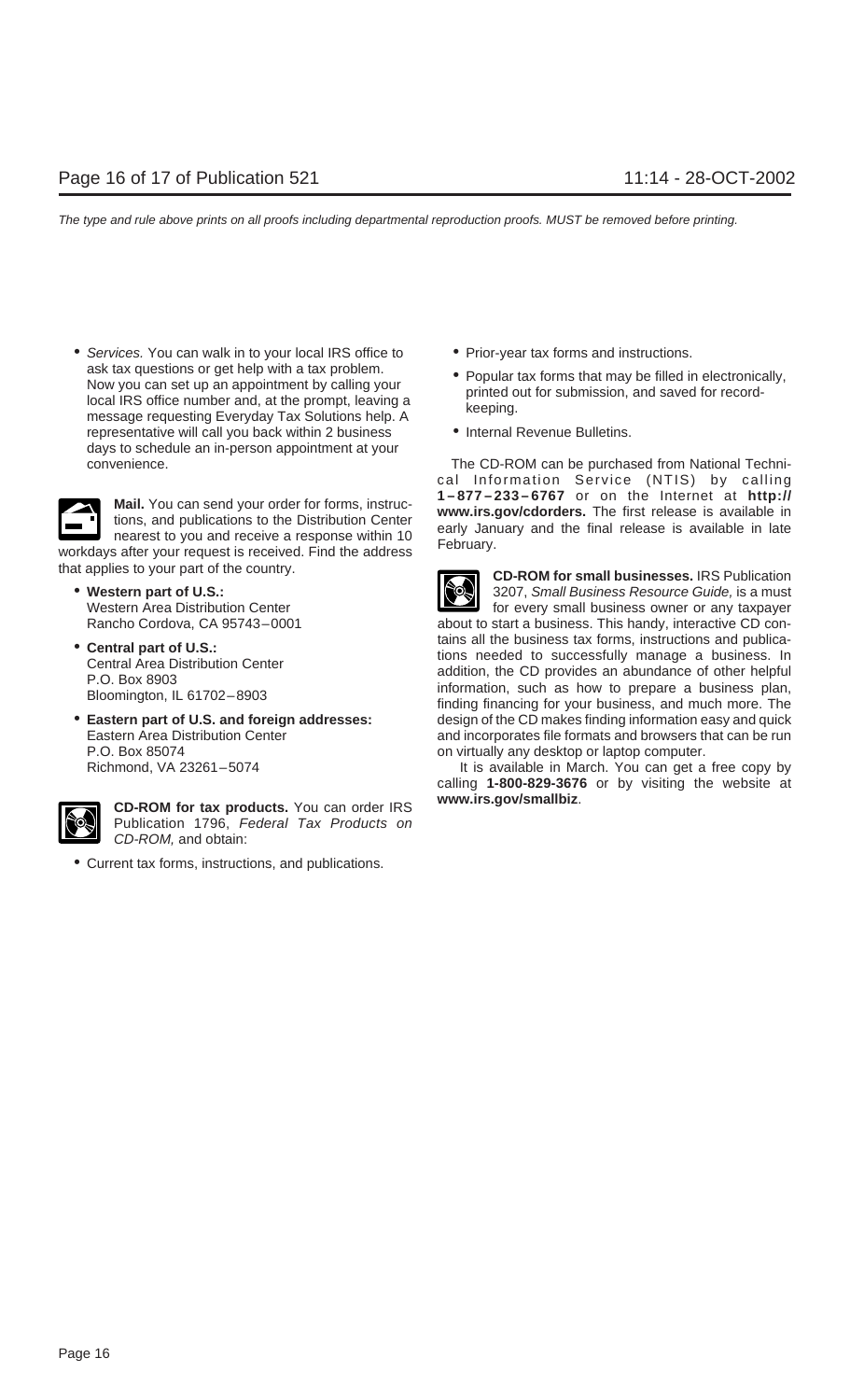- *Services.* You can walk in to your local IRS office to ask tax questions or get help with a tax problem. Now you can set up an appointment by calling your local IRS office number and, at the prompt, leaving a message requesting Everyday Tax Solutions help. A representative will call you back within 2 business days to schedule an in-person appointment at your convenience.

**Mail.** You can send your order for forms, instructions, and publications to the Distribution Center nearest to you and receive a response within 10 workdays after your request is received. Find the address that applies to your part of the country.

- **Western part of U.S.:**
  Western Area Distribution Center
  Rancho Cordova, CA 95743–0001
- **Central part of U.S.:**
  Central Area Distribution Center
  P.O. Box 8903
  Bloomington, IL 61702–8903
- **Eastern part of U.S. and foreign addresses:**
  Eastern Area Distribution Center
  P.O. Box 85074
  Richmond, VA 23261–5074

**CD-ROM for tax products.** You can order IRS Publication 1796, *Federal Tax Products on CD-ROM,* and obtain:

- Current tax forms, instructions, and publications.
- Prior-year tax forms and instructions.
- Popular tax forms that may be filled in electronically, printed out for submission, and saved for recordkeeping.
- Internal Revenue Bulletins.

The CD-ROM can be purchased from National Technical Information Service (NTIS) by calling **1–877–233–6767** or on the Internet at **http://www.irs.gov/cdorders.** The first release is available in early January and the final release is available in late February.

**CD-ROM for small businesses.** IRS Publication 3207, *Small Business Resource Guide,* is a must for every small business owner or any taxpayer about to start a business. This handy, interactive CD contains all the business tax forms, instructions and publications needed to successfully manage a business. In addition, the CD provides an abundance of other helpful information, such as how to prepare a business plan, finding financing for your business, and much more. The design of the CD makes finding information easy and quick and incorporates file formats and browsers that can be run on virtually any desktop or laptop computer.

It is available in March. You can get a free copy by calling **1-800-829-3676** or by visiting the website at **www.irs.gov/smallbiz**.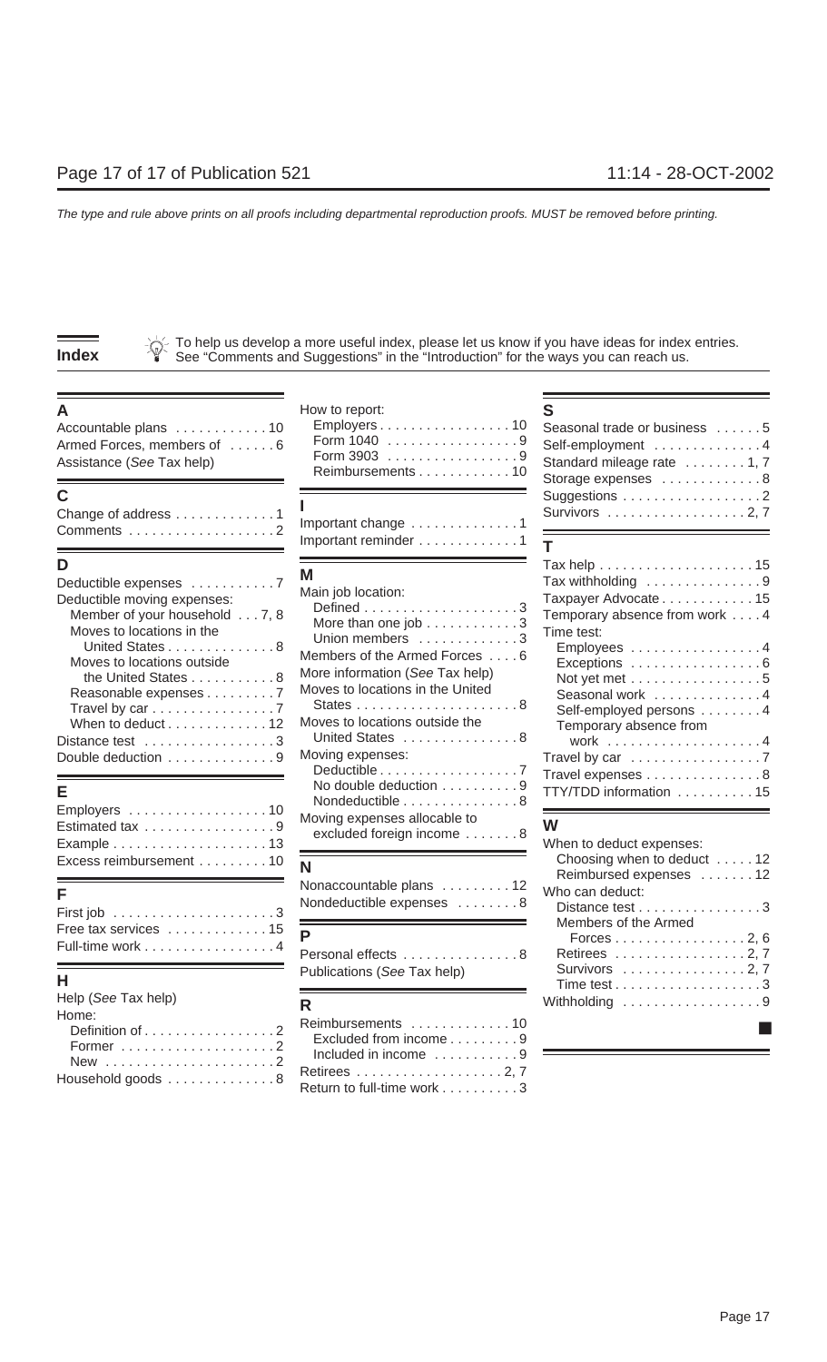The type and rule above prints on all proofs including departmental reproduction proofs. MUST be removed before printing.

# Index

To help us develop a more useful index, please let us know if you have ideas for index entries. See "Comments and Suggestions" in the "Introduction" for the ways you can reach us.

## A

- Accountable plans . . . 10
- Armed Forces, members of . . . 6
- Assistance (*See* Tax help)

## C

- Change of address . . . 1
- Comments . . . 2

## D

- Deductible expenses . . . 7
- Deductible moving expenses:
  - Member of your household . . . 7, 8
  - Moves to locations in the United States . . . 8
  - Moves to locations outside the United States . . . 8
  - Reasonable expenses . . . 7
  - Travel by car . . . 7
  - When to deduct . . . 12
- Distance test . . . 3
- Double deduction . . . 9

## E

- Employers . . . 10
- Estimated tax . . . 9
- Example . . . 13
- Excess reimbursement . . . 10

## F

- First job . . . 3
- Free tax services . . . 15
- Full-time work . . . 4

## H

- Help (*See* Tax help)
- Home:
  - Definition of . . . 2
  - Former . . . 2
  - New . . . 2
- Household goods . . . 8
- How to report:
  - Employers . . . 10
  - Form 1040 . . . 9
  - Form 3903 . . . 9
  - Reimbursements . . . 10

## I

- Important change . . . 1
- Important reminder . . . 1

## M

- Main job location:
  - Defined . . . 3
  - More than one job . . . 3
  - Union members . . . 3
- Members of the Armed Forces . . . 6
- More information (*See* Tax help)
- Moves to locations in the United States . . . 8
- Moves to locations outside the United States . . . 8
- Moving expenses:
  - Deductible . . . 7
  - No double deduction . . . 9
  - Nondeductible . . . 8
- Moving expenses allocable to excluded foreign income . . . 8

## N

- Nonaccountable plans . . . 12
- Nondeductible expenses . . . 8

## P

- Personal effects . . . 8
- Publications (*See* Tax help)

## R

- Reimbursements . . . 10
  - Excluded from income . . . 9
  - Included in income . . . 9
- Retirees . . . 2, 7
- Return to full-time work . . . 3

## S

- Seasonal trade or business . . . 5
- Self-employment . . . 4
- Standard mileage rate . . . 1, 7
- Storage expenses . . . 8
- Suggestions . . . 2
- Survivors . . . 2, 7

## T

- Tax help . . . 15
- Tax withholding . . . 9
- Taxpayer Advocate . . . 15
- Temporary absence from work . . . 4
- Time test:
  - Employees . . . 4
  - Exceptions . . . 6
  - Not yet met . . . 5
  - Seasonal work . . . 4
  - Self-employed persons . . . 4
  - Temporary absence from work . . . 4
- Travel by car . . . 7
- Travel expenses . . . 8
- TTY/TDD information . . . 15

## W

- When to deduct expenses:
  - Choosing when to deduct . . . 12
  - Reimbursed expenses . . . 12
- Who can deduct:
  - Distance test . . . 3
  - Members of the Armed Forces . . . 2, 6
  - Retirees . . . 2, 7
  - Survivors . . . 2, 7
  - Time test . . . 3
- Withholding . . . 9

■